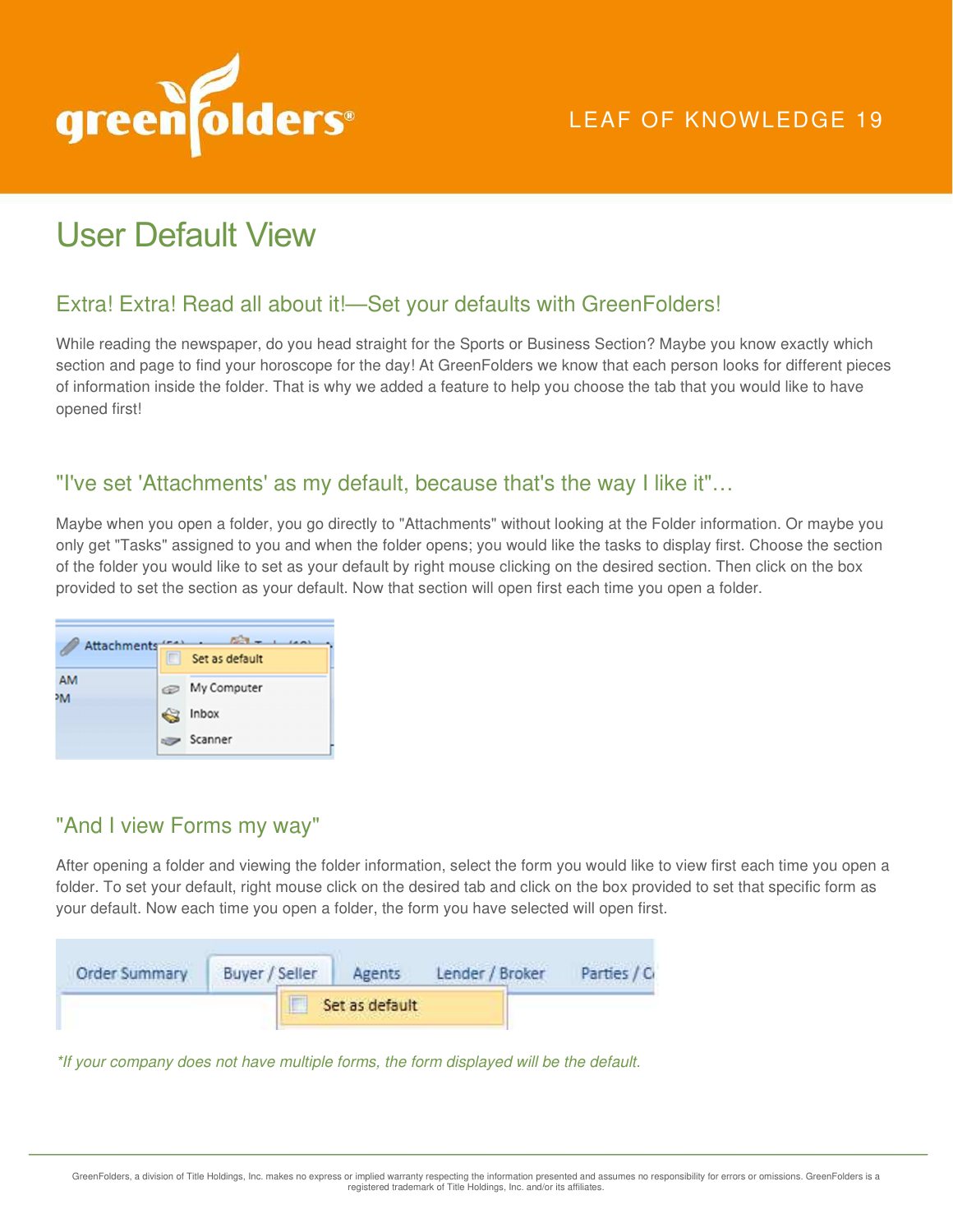LEAF OF KNOWLEDGE 19

# User Default View

## Extra! Extra! Read all about it!—Set your defaults with GreenFolders!

While reading the newspaper, do you head straight for the Sports or Business Section? Maybe you know exactly which section and page to find your horoscope for the day! At GreenFolders we know that each person looks for different pieces of information inside the folder. That is why we added a feature to help you choose the tab that you would like to have opened first!

## "I've set 'Attachments' as my default, because that's the way I like it"…

Maybe when you open a folder, you go directly to "Attachments" without looking at the Folder information. Or maybe you only get "Tasks" assigned to you and when the folder opens; you would like the tasks to display first. Choose the section of the folder you would like to set as your default by right mouse clicking on the desired section. Then click on the box provided to set the section as your default. Now that section will open first each time you open a folder.

## "And I view Forms my way"

After opening a folder and viewing the folder information, select the form you would like to view first each time you open a folder. To set your default, right mouse click on the desired tab and click on the box provided to set that specific form as your default. Now each time you open a folder, the form you have selected will open first.

*\*If your company does not have multiple forms, the form displayed will be the default.*

GreenFolders, a division of Title Holdings, Inc. makes no express or implied warranty respecting the information presented and assumes no responsibility for errors or omissions. GreenFolders is a registered trademark of Title Holdings, Inc. and/or its affiliates.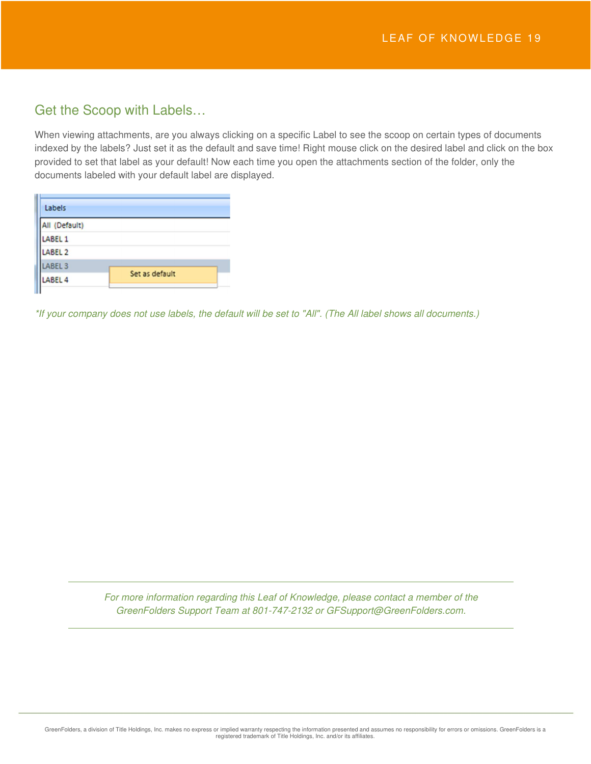## Get the Scoop with Labels…

When viewing attachments, are you always clicking on a specific Label to see the scoop on certain types of documents indexed by the labels? Just set it as the default and save time! Right mouse click on the desired label and click on the box provided to set that label as your default! Now each time you open the attachments section of the folder, only the documents labeled with your default label are displayed.

*\*If your company does not use labels, the default will be set to "All". (The All label shows all documents.)*

---

*For more information regarding this Leaf of Knowledge, please contact a member of the GreenFolders Support Team at 801-747-2132 or GFSupport@GreenFolders.com.*

---

GreenFolders, a division of Title Holdings, Inc. makes no express or implied warranty respecting the information presented and assumes no responsibility for errors or omissions. GreenFolders is a registered trademark of Title Holdings, Inc. and/or its affiliates.